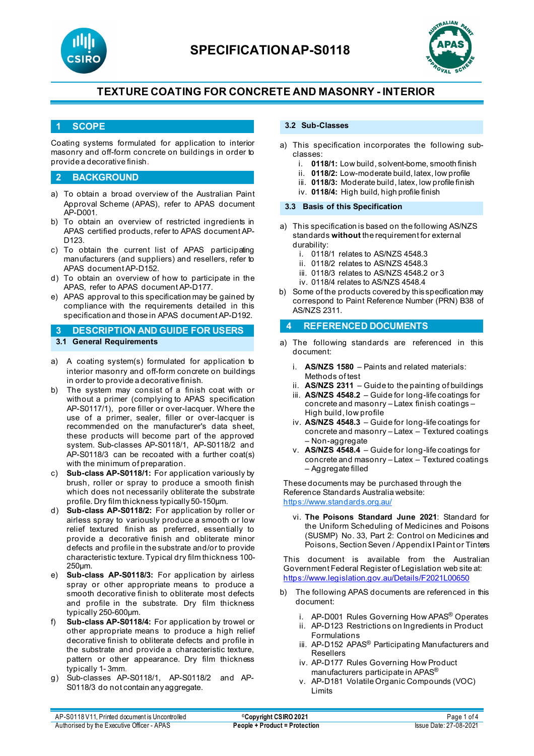# SPECIFICATION AP-S0118

## TEXTURE COATING FOR CONCRETE AND MASONRY - INTERIOR

## 1 SCOPE

Coating systems formulated for application to interior masonry and off-form concrete on buildings in order to provide a decorative finish.

## 2 BACKGROUND

a) To obtain a broad overview of the Australian Paint Approval Scheme (APAS), refer to APAS document AP-D001.
b) To obtain an overview of restricted ingredients in APAS certified products, refer to APAS document AP-D123.
c) To obtain the current list of APAS participating manufacturers (and suppliers) and resellers, refer to APAS document AP-D152.
d) To obtain an overview of how to participate in the APAS, refer to APAS document AP-D177.
e) APAS approval to this specification may be gained by compliance with the requirements detailed in this specification and those in APAS document AP-D192.

## 3 DESCRIPTION AND GUIDE FOR USERS

### 3.1 General Requirements

a) A coating system(s) formulated for application to interior masonry and off-form concrete on buildings in order to provide a decorative finish.
b) The system may consist of a finish coat with or without a primer (complying to APAS specification AP-S0117/1), pore filler or over-lacquer. Where the use of a primer, sealer, filler or over-lacquer is recommended on the manufacturer's data sheet, these products will become part of the approved system. Sub-classes AP-S0118/1, AP-S0118/2 and AP-S0118/3 can be recoated with a further coat(s) with the minimum of preparation.
c) **Sub-class AP-S0118/1:** For application variously by brush, roller or spray to produce a smooth finish which does not necessarily obliterate the substrate profile. Dry film thickness typically 50-150µm.
d) **Sub-class AP-S0118/2:** For application by roller or airless spray to variously produce a smooth or low relief textured finish as preferred, essentially to provide a decorative finish and obliterate minor defects and profile in the substrate and/or to provide characteristic texture. Typical dry film thickness 100-250µm.
e) **Sub-class AP-S0118/3:** For application by airless spray or other appropriate means to produce a smooth decorative finish to obliterate most defects and profile in the substrate. Dry film thickness typically 250-600µm.
f) **Sub-class AP-S0118/4:** For application by trowel or other appropriate means to produce a high relief decorative finish to obliterate defects and profile in the substrate and provide a characteristic texture, pattern or other appearance. Dry film thickness typically 1-3mm.
g) Sub-classes AP-S0118/1, AP-S0118/2 and AP-S0118/3 do not contain any aggregate.

### 3.2 Sub-Classes

a) This specification incorporates the following sub-classes:
   i. **0118/1:** Low build, solvent-borne, smooth finish
   ii. **0118/2:** Low-moderate build, latex, low profile
   iii. **0118/3:** Moderate build, latex, low profile finish
   iv. **0118/4:** High build, high profile finish

### 3.3 Basis of this Specification

a) This specification is based on the following AS/NZS standards **without** the requirement for external durability:
   i. 0118/1 relates to AS/NZS 4548.3
   ii. 0118/2 relates to AS/NZS 4548.3
   iii. 0118/3 relates to AS/NZS 4548.2 or 3
   iv. 0118/4 relates to AS/NZS 4548.4
b) Some of the products covered by this specification may correspond to Paint Reference Number (PRN) B38 of AS/NZS 2311.

## 4 REFERENCED DOCUMENTS

a) The following standards are referenced in this document:
   i. **AS/NZS 1580** – Paints and related materials: Methods of test
   ii. **AS/NZS 2311** – Guide to the painting of buildings
   iii. **AS/NZS 4548.2** – Guide for long-life coatings for concrete and masonry – Latex finish coatings – High build, low profile
   iv. **AS/NZS 4548.3** – Guide for long-life coatings for concrete and masonry – Latex – Textured coatings – Non-aggregate
   v. **AS/NZS 4548.4** – Guide for long-life coatings for concrete and masonry – Latex – Textured coatings – Aggregate filled

These documents may be purchased through the Reference Standards Australia website: https://www.standards.org.au/

   vi. **The Poisons Standard June 2021**: Standard for the Uniform Scheduling of Medicines and Poisons (SUSMP) No. 33, Part 2: Control on Medicines and Poisons, Section Seven / Appendix I Paint or Tinters

This document is available from the Australian Government Federal Register of Legislation web site at: https://www.legislation.gov.au/Details/F2021L00650

b) The following APAS documents are referenced in this document:
   i. AP-D001 Rules Governing How APAS® Operates
   ii. AP-D123 Restrictions on Ingredients in Product Formulations
   iii. AP-D152 APAS® Participating Manufacturers and Resellers
   iv. AP-D177 Rules Governing How Product manufacturers participate in APAS®
   v. AP-D181 Volatile Organic Compounds (VOC) Limits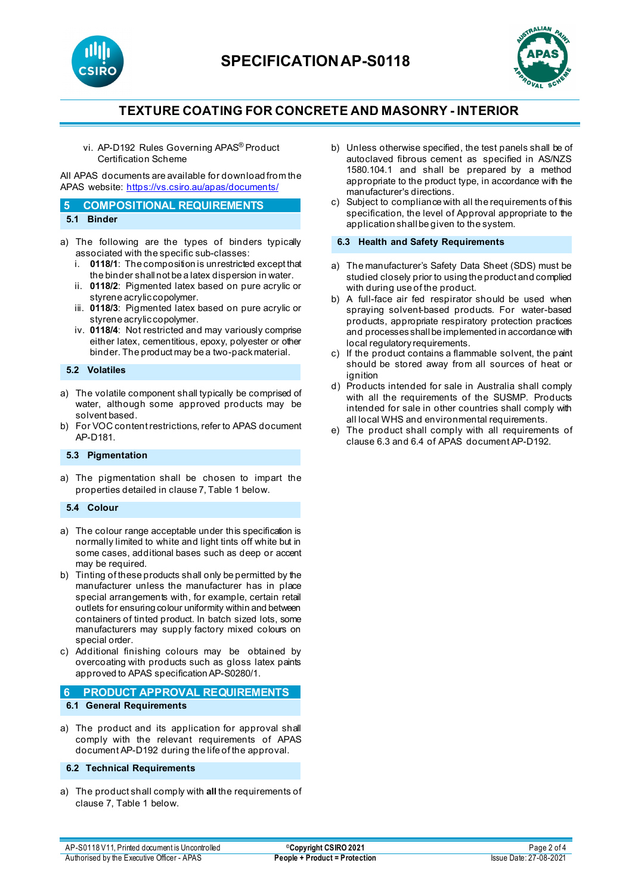vi. AP-D192 Rules Governing APAS® Product Certification Scheme

All APAS documents are available for download from the APAS website: https://vs.csiro.au/apas/documents/

## 5 COMPOSITIONAL REQUIREMENTS

### 5.1 Binder

a) The following are the types of binders typically associated with the specific sub-classes:
   i. **0118/1**: The composition is unrestricted except that the binder shall not be a latex dispersion in water.
   ii. **0118/2**: Pigmented latex based on pure acrylic or styrene acrylic copolymer.
   iii. **0118/3**: Pigmented latex based on pure acrylic or styrene acrylic copolymer.
   iv. **0118/4**: Not restricted and may variously comprise either latex, cementitious, epoxy, polyester or other binder. The product may be a two-pack material.

### 5.2 Volatiles

a) The volatile component shall typically be comprised of water, although some approved products may be solvent based.
b) For VOC content restrictions, refer to APAS document AP-D181.

### 5.3 Pigmentation

a) The pigmentation shall be chosen to impart the properties detailed in clause 7, Table 1 below.

### 5.4 Colour

a) The colour range acceptable under this specification is normally limited to white and light tints off white but in some cases, additional bases such as deep or accent may be required.
b) Tinting of these products shall only be permitted by the manufacturer unless the manufacturer has in place special arrangements with, for example, certain retail outlets for ensuring colour uniformity within and between containers of tinted product. In batch sized lots, some manufacturers may supply factory mixed colours on special order.
c) Additional finishing colours may be obtained by overcoating with products such as gloss latex paints approved to APAS specification AP-S0280/1.

## 6 PRODUCT APPROVAL REQUIREMENTS

### 6.1 General Requirements

a) The product and its application for approval shall comply with the relevant requirements of APAS document AP-D192 during the life of the approval.

### 6.2 Technical Requirements

a) The product shall comply with **all** the requirements of clause 7, Table 1 below.
b) Unless otherwise specified, the test panels shall be of autoclaved fibrous cement as specified in AS/NZS 1580.104.1 and shall be prepared by a method appropriate to the product type, in accordance with the manufacturer's directions.
c) Subject to compliance with all the requirements of this specification, the level of Approval appropriate to the application shall be given to the system.

### 6.3 Health and Safety Requirements

a) The manufacturer's Safety Data Sheet (SDS) must be studied closely prior to using the product and complied with during use of the product.
b) A full-face air fed respirator should be used when spraying solvent-based products. For water-based products, appropriate respiratory protection practices and processes shall be implemented in accordance with local regulatory requirements.
c) If the product contains a flammable solvent, the paint should be stored away from all sources of heat or ignition
d) Products intended for sale in Australia shall comply with all the requirements of the SUSMP. Products intended for sale in other countries shall comply with all local WHS and environmental requirements.
e) The product shall comply with all requirements of clause 6.3 and 6.4 of APAS document AP-D192.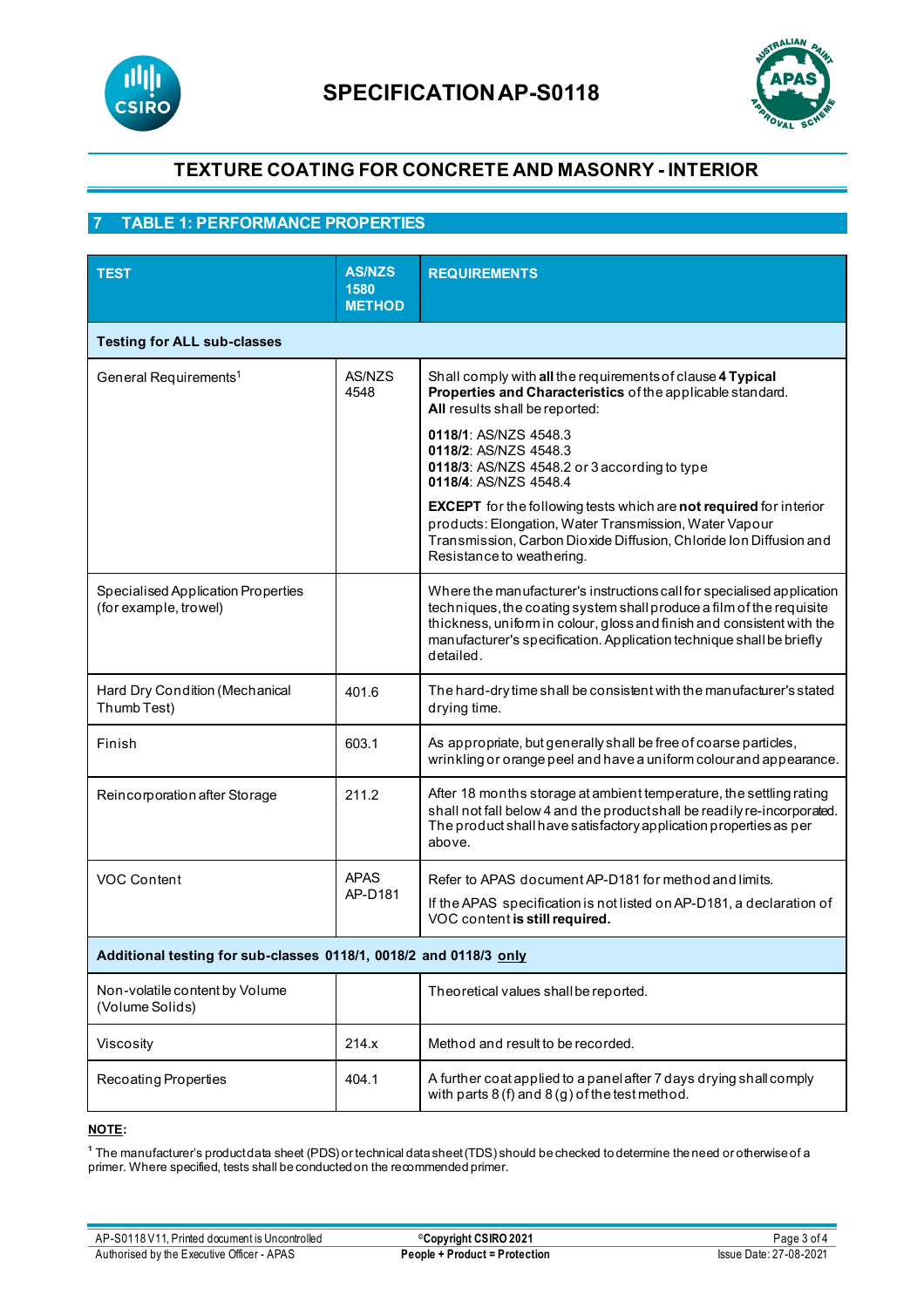# SPECIFICATION AP-S0118

## TEXTURE COATING FOR CONCRETE AND MASONRY - INTERIOR

## 7 TABLE 1: PERFORMANCE PROPERTIES

| TEST | AS/NZS 1580 METHOD | REQUIREMENTS |
|---|---|---|
| **Testing for ALL sub-classes** | | |
| General Requirements[1] | AS/NZS 4548 | Shall comply with **all** the requirements of clause **4 Typical Properties and Characteristics** of the applicable standard. **All** results shall be reported: **0118/1**: AS/NZS 4548.3 **0118/2**: AS/NZS 4548.3 **0118/3**: AS/NZS 4548.2 or 3 according to type **0118/4**: AS/NZS 4548.4 **EXCEPT** for the following tests which are **not required** for interior products: Elongation, Water Transmission, Water Vapour Transmission, Carbon Dioxide Diffusion, Chloride Ion Diffusion and Resistance to weathering. |
| Specialised Application Properties (for example, trowel) | | Where the manufacturer's instructions call for specialised application techniques, the coating system shall produce a film of the requisite thickness, uniform in colour, gloss and finish and consistent with the manufacturer's specification. Application technique shall be briefly detailed. |
| Hard Dry Condition (Mechanical Thumb Test) | 401.6 | The hard-dry time shall be consistent with the manufacturer's stated drying time. |
| Finish | 603.1 | As appropriate, but generally shall be free of coarse particles, wrinkling or orange peel and have a uniform colour and appearance. |
| Reincorporation after Storage | 211.2 | After 18 months storage at ambient temperature, the settling rating shall not fall below 4 and the product shall be readily re-incorporated. The product shall have satisfactory application properties as per above. |
| VOC Content | APAS AP-D181 | Refer to APAS document AP-D181 for method and limits. If the APAS specification is not listed on AP-D181, a declaration of VOC content **is still required.** |
| **Additional testing for sub-classes 0118/1, 0018/2 and 0118/3 only** | | |
| Non-volatile content by Volume (Volume Solids) | | Theoretical values shall be reported. |
| Viscosity | 214.x | Method and result to be recorded. |
| Recoating Properties | 404.1 | A further coat applied to a panel after 7 days drying shall comply with parts 8 (f) and 8 (g) of the test method. |

**NOTE:**

[1] The manufacturer's product data sheet (PDS) or technical data sheet (TDS) should be checked to determine the need or otherwise of a primer. Where specified, tests shall be conducted on the recommended primer.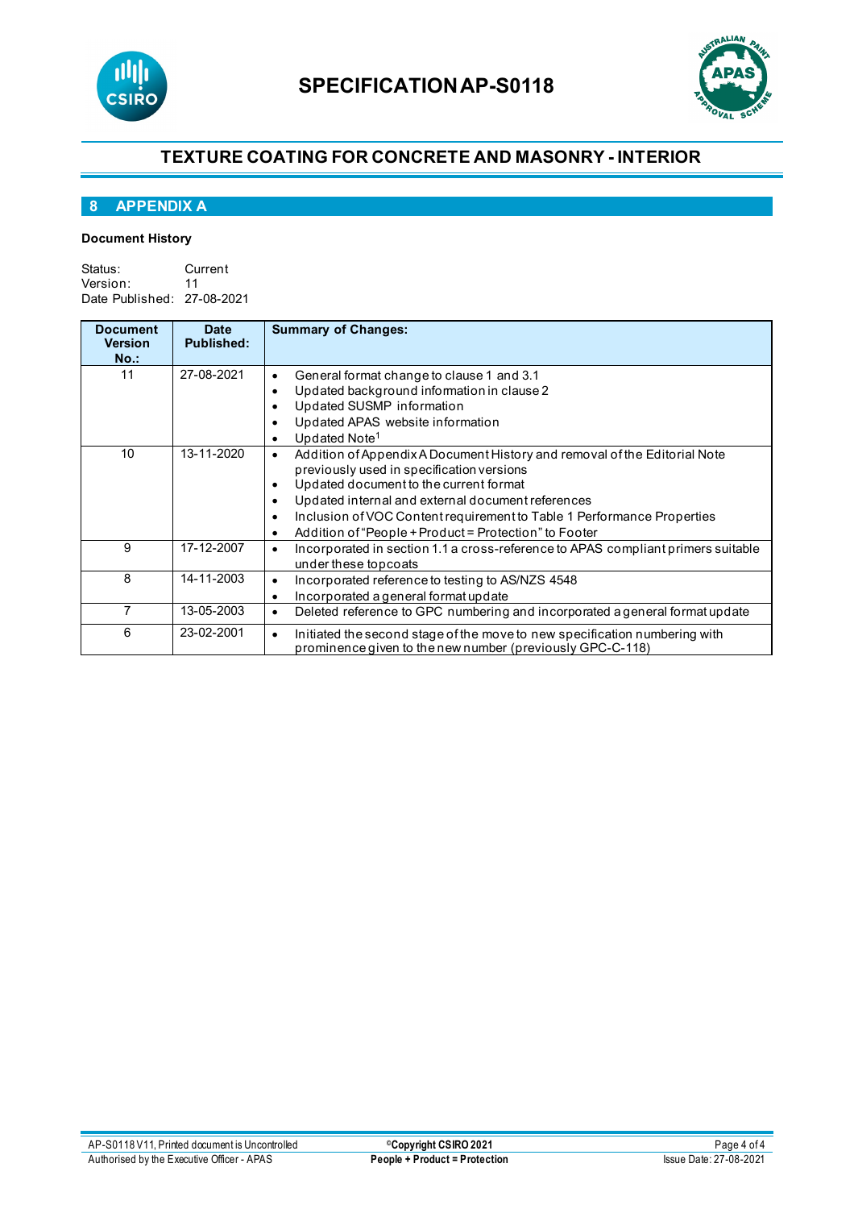## 8 APPENDIX A

**Document History**

Status: Current
Version: 11
Date Published: 27-08-2021

| Document Version No.: | Date Published: | Summary of Changes: |
|---|---|---|
| 11 | 27-08-2021 | • General format change to clause 1 and 3.1<br>• Updated background information in clause 2<br>• Updated SUSMP information<br>• Updated APAS website information<br>• Updated Note[1] |
| 10 | 13-11-2020 | • Addition of Appendix A Document History and removal of the Editorial Note previously used in specification versions<br>• Updated document to the current format<br>• Updated internal and external document references<br>• Inclusion of VOC Content requirement to Table 1 Performance Properties<br>• Addition of "People + Product = Protection" to Footer |
| 9 | 17-12-2007 | • Incorporated in section 1.1 a cross-reference to APAS compliant primers suitable under these topcoats |
| 8 | 14-11-2003 | • Incorporated reference to testing to AS/NZS 4548<br>• Incorporated a general format update |
| 7 | 13-05-2003 | • Deleted reference to GPC numbering and incorporated a general format update |
| 6 | 23-02-2001 | • Initiated the second stage of the move to new specification numbering with prominence given to the new number (previously GPC-C-118) |